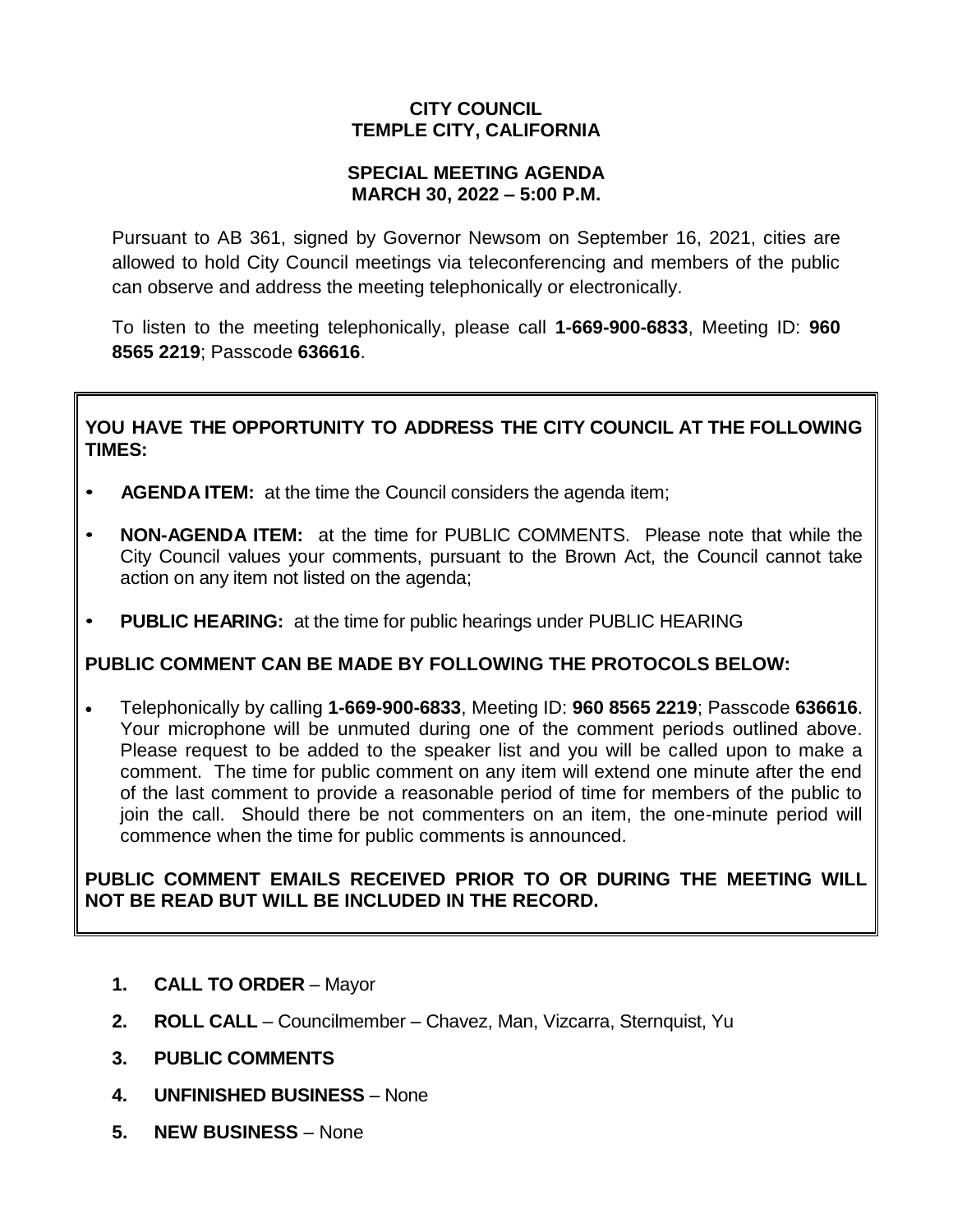**CITY COUNCIL**
**TEMPLE CITY, CALIFORNIA**

**SPECIAL MEETING AGENDA**
**MARCH 30, 2022 – 5:00 P.M.**

Pursuant to AB 361, signed by Governor Newsom on September 16, 2021, cities are allowed to hold City Council meetings via teleconferencing and members of the public can observe and address the meeting telephonically or electronically.

To listen to the meeting telephonically, please call **1-669-900-6833**, Meeting ID: **960 8565 2219**; Passcode **636616**.

**YOU HAVE THE OPPORTUNITY TO ADDRESS THE CITY COUNCIL AT THE FOLLOWING TIMES:**

- **AGENDA ITEM:** at the time the Council considers the agenda item;
- **NON-AGENDA ITEM:** at the time for PUBLIC COMMENTS. Please note that while the City Council values your comments, pursuant to the Brown Act, the Council cannot take action on any item not listed on the agenda;
- **PUBLIC HEARING:** at the time for public hearings under PUBLIC HEARING

**PUBLIC COMMENT CAN BE MADE BY FOLLOWING THE PROTOCOLS BELOW:**

- Telephonically by calling **1-669-900-6833**, Meeting ID: **960 8565 2219**; Passcode **636616**. Your microphone will be unmuted during one of the comment periods outlined above. Please request to be added to the speaker list and you will be called upon to make a comment. The time for public comment on any item will extend one minute after the end of the last comment to provide a reasonable period of time for members of the public to join the call. Should there be not commenters on an item, the one-minute period will commence when the time for public comments is announced.

**PUBLIC COMMENT EMAILS RECEIVED PRIOR TO OR DURING THE MEETING WILL NOT BE READ BUT WILL BE INCLUDED IN THE RECORD.**

1. **CALL TO ORDER** – Mayor
2. **ROLL CALL** – Councilmember – Chavez, Man, Vizcarra, Sternquist, Yu
3. **PUBLIC COMMENTS**
4. **UNFINISHED BUSINESS** – None
5. **NEW BUSINESS** – None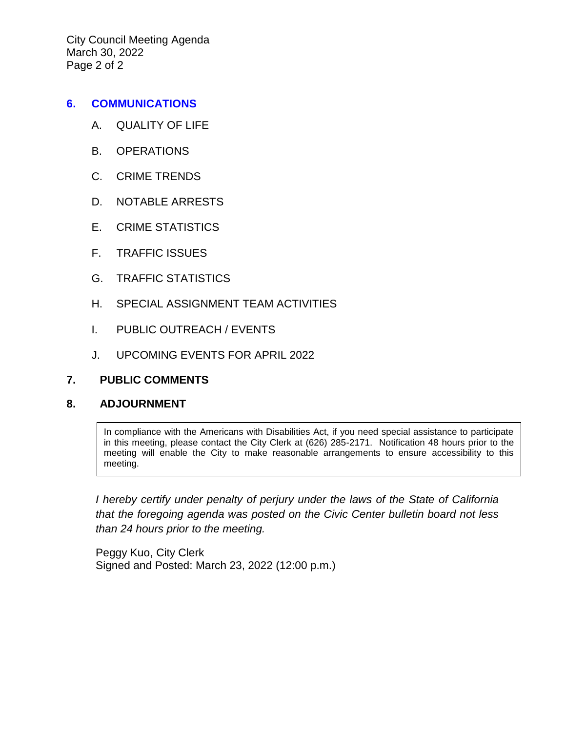## 6. COMMUNICATIONS

A. QUALITY OF LIFE

B. OPERATIONS

C. CRIME TRENDS

D. NOTABLE ARRESTS

E. CRIME STATISTICS

F. TRAFFIC ISSUES

G. TRAFFIC STATISTICS

H. SPECIAL ASSIGNMENT TEAM ACTIVITIES

I. PUBLIC OUTREACH / EVENTS

J. UPCOMING EVENTS FOR APRIL 2022

## 7. PUBLIC COMMENTS

## 8. ADJOURNMENT

In compliance with the Americans with Disabilities Act, if you need special assistance to participate in this meeting, please contact the City Clerk at (626) 285-2171. Notification 48 hours prior to the meeting will enable the City to make reasonable arrangements to ensure accessibility to this meeting.

*I hereby certify under penalty of perjury under the laws of the State of California that the foregoing agenda was posted on the Civic Center bulletin board not less than 24 hours prior to the meeting.*

Peggy Kuo, City Clerk
Signed and Posted: March 23, 2022 (12:00 p.m.)